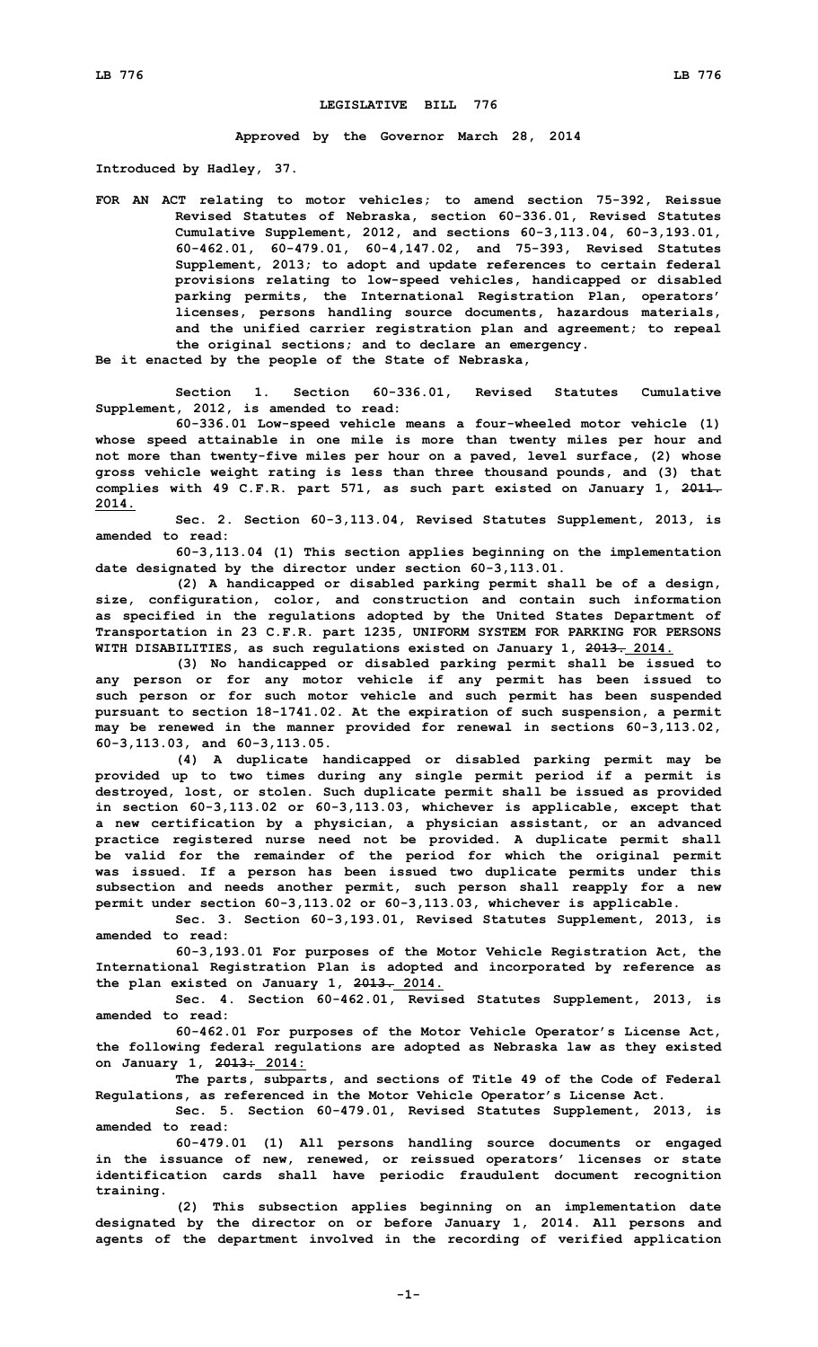# LEGISLATIVE BILL 776

**Approved by the Governor March 28, 2014**

**Introduced by Hadley, 37.**

**FOR AN ACT relating to motor vehicles; to amend section 75-392, Reissue Revised Statutes of Nebraska, section 60-336.01, Revised Statutes Cumulative Supplement, 2012, and sections 60-3,113.04, 60-3,193.01, 60-462.01, 60-479.01, 60-4,147.02, and 75-393, Revised Statutes Supplement, 2013; to adopt and update references to certain federal provisions relating to low-speed vehicles, handicapped or disabled parking permits, the International Registration Plan, operators' licenses, persons handling source documents, hazardous materials, and the unified carrier registration plan and agreement; to repeal the original sections; and to declare an emergency.**

**Be it enacted by the people of the State of Nebraska,**

**Section 1. Section 60-336.01, Revised Statutes Cumulative Supplement, 2012, is amended to read:**

**60-336.01 Low-speed vehicle means a four-wheeled motor vehicle (1) whose speed attainable in one mile is more than twenty miles per hour and not more than twenty-five miles per hour on a paved, level surface, (2) whose gross vehicle weight rating is less than three thousand pounds, and (3) that complies with 49 C.F.R. part 571, as such part existed on January 1, ~~2011.~~ <u>2014.</u>**

**Sec. 2. Section 60-3,113.04, Revised Statutes Supplement, 2013, is amended to read:**

**60-3,113.04 (1) This section applies beginning on the implementation date designated by the director under section 60-3,113.01.**

**(2) A handicapped or disabled parking permit shall be of a design, size, configuration, color, and construction and contain such information as specified in the regulations adopted by the United States Department of Transportation in 23 C.F.R. part 1235, UNIFORM SYSTEM FOR PARKING FOR PERSONS WITH DISABILITIES, as such regulations existed on January 1, ~~2013.~~ <u>2014.</u>**

**(3) No handicapped or disabled parking permit shall be issued to any person or for any motor vehicle if any permit has been issued to such person or for such motor vehicle and such permit has been suspended pursuant to section 18-1741.02. At the expiration of such suspension, a permit may be renewed in the manner provided for renewal in sections 60-3,113.02, 60-3,113.03, and 60-3,113.05.**

**(4) A duplicate handicapped or disabled parking permit may be provided up to two times during any single permit period if a permit is destroyed, lost, or stolen. Such duplicate permit shall be issued as provided in section 60-3,113.02 or 60-3,113.03, whichever is applicable, except that a new certification by a physician, a physician assistant, or an advanced practice registered nurse need not be provided. A duplicate permit shall be valid for the remainder of the period for which the original permit was issued. If a person has been issued two duplicate permits under this subsection and needs another permit, such person shall reapply for a new permit under section 60-3,113.02 or 60-3,113.03, whichever is applicable.**

**Sec. 3. Section 60-3,193.01, Revised Statutes Supplement, 2013, is amended to read:**

**60-3,193.01 For purposes of the Motor Vehicle Registration Act, the International Registration Plan is adopted and incorporated by reference as the plan existed on January 1, ~~2013.~~ <u>2014.</u>**

**Sec. 4. Section 60-462.01, Revised Statutes Supplement, 2013, is amended to read:**

**60-462.01 For purposes of the Motor Vehicle Operator's License Act, the following federal regulations are adopted as Nebraska law as they existed on January 1, ~~2013:~~ <u>2014:</u>**

**The parts, subparts, and sections of Title 49 of the Code of Federal Regulations, as referenced in the Motor Vehicle Operator's License Act.**

**Sec. 5. Section 60-479.01, Revised Statutes Supplement, 2013, is amended to read:**

**60-479.01 (1) All persons handling source documents or engaged in the issuance of new, renewed, or reissued operators' licenses or state identification cards shall have periodic fraudulent document recognition training.**

**(2) This subsection applies beginning on an implementation date designated by the director on or before January 1, 2014. All persons and agents of the department involved in the recording of verified application**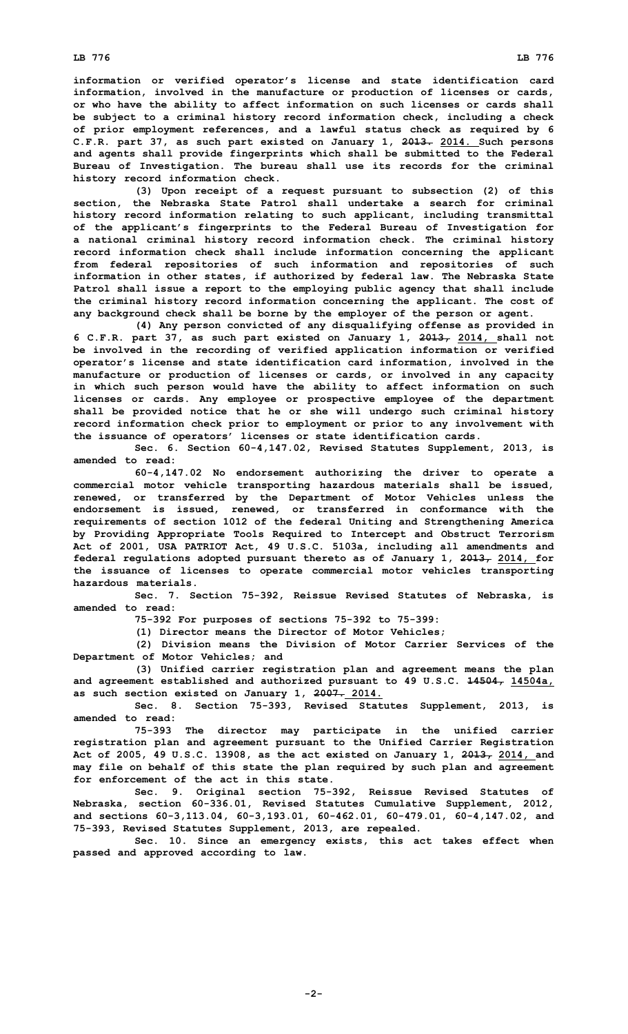information or verified operator's license and state identification card information, involved in the manufacture or production of licenses or cards, or who have the ability to affect information on such licenses or cards shall be subject to a criminal history record information check, including a check of prior employment references, and a lawful status check as required by 6 C.F.R. part 37, as such part existed on January 1, ~~2013.~~ 2014. Such persons and agents shall provide fingerprints which shall be submitted to the Federal Bureau of Investigation. The bureau shall use its records for the criminal history record information check.

(3) Upon receipt of a request pursuant to subsection (2) of this section, the Nebraska State Patrol shall undertake a search for criminal history record information relating to such applicant, including transmittal of the applicant's fingerprints to the Federal Bureau of Investigation for a national criminal history record information check. The criminal history record information check shall include information concerning the applicant from federal repositories of such information and repositories of such information in other states, if authorized by federal law. The Nebraska State Patrol shall issue a report to the employing public agency that shall include the criminal history record information concerning the applicant. The cost of any background check shall be borne by the employer of the person or agent.

(4) Any person convicted of any disqualifying offense as provided in 6 C.F.R. part 37, as such part existed on January 1, ~~2013,~~ 2014, shall not be involved in the recording of verified application information or verified operator's license and state identification card information, involved in the manufacture or production of licenses or cards, or involved in any capacity in which such person would have the ability to affect information on such licenses or cards. Any employee or prospective employee of the department shall be provided notice that he or she will undergo such criminal history record information check prior to employment or prior to any involvement with the issuance of operators' licenses or state identification cards.

Sec. 6. Section 60-4,147.02, Revised Statutes Supplement, 2013, is amended to read:

60-4,147.02 No endorsement authorizing the driver to operate a commercial motor vehicle transporting hazardous materials shall be issued, renewed, or transferred by the Department of Motor Vehicles unless the endorsement is issued, renewed, or transferred in conformance with the requirements of section 1012 of the federal Uniting and Strengthening America by Providing Appropriate Tools Required to Intercept and Obstruct Terrorism Act of 2001, USA PATRIOT Act, 49 U.S.C. 5103a, including all amendments and federal regulations adopted pursuant thereto as of January 1, ~~2013,~~ 2014, for the issuance of licenses to operate commercial motor vehicles transporting hazardous materials.

Sec. 7. Section 75-392, Reissue Revised Statutes of Nebraska, is amended to read:

75-392 For purposes of sections 75-392 to 75-399:

(1) Director means the Director of Motor Vehicles;

(2) Division means the Division of Motor Carrier Services of the Department of Motor Vehicles; and

(3) Unified carrier registration plan and agreement means the plan and agreement established and authorized pursuant to 49 U.S.C. ~~14504,~~ 14504a, as such section existed on January 1, ~~2007.~~ 2014.

Sec. 8. Section 75-393, Revised Statutes Supplement, 2013, is amended to read:

75-393 The director may participate in the unified carrier registration plan and agreement pursuant to the Unified Carrier Registration Act of 2005, 49 U.S.C. 13908, as the act existed on January 1, ~~2013,~~ 2014, and may file on behalf of this state the plan required by such plan and agreement for enforcement of the act in this state.

Sec. 9. Original section 75-392, Reissue Revised Statutes of Nebraska, section 60-336.01, Revised Statutes Cumulative Supplement, 2012, and sections 60-3,113.04, 60-3,193.01, 60-462.01, 60-479.01, 60-4,147.02, and 75-393, Revised Statutes Supplement, 2013, are repealed.

Sec. 10. Since an emergency exists, this act takes effect when passed and approved according to law.